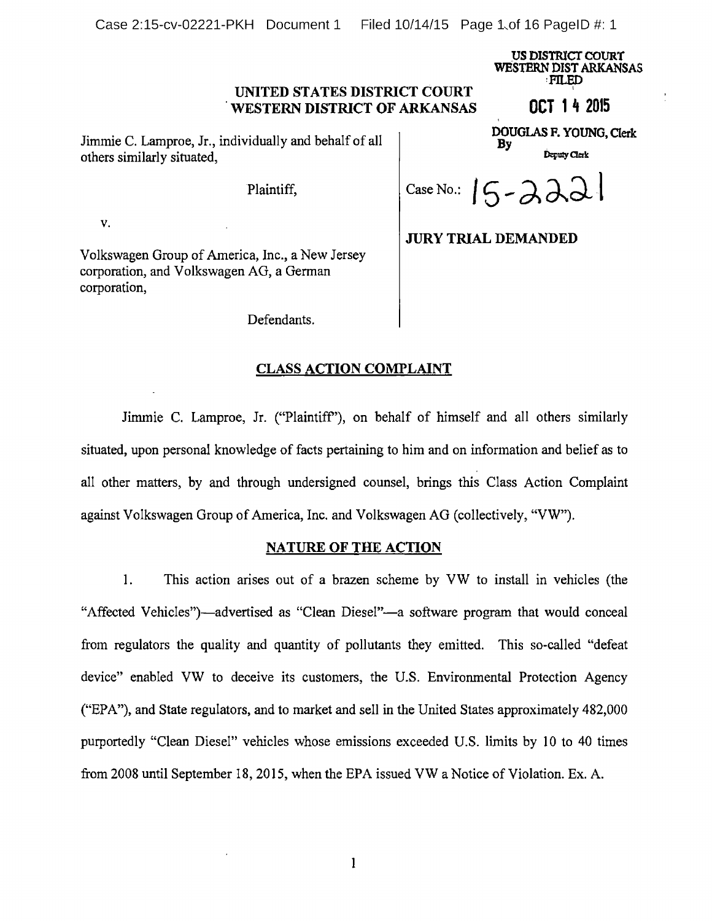US DISTRICT COURT
WESTERN DIST ARKANSAS
FILED

OCT 14 2015

DOUGLAS F. YOUNG, Clerk
By
Deputy Clerk

**UNITED STATES DISTRICT COURT**
**WESTERN DISTRICT OF ARKANSAS**

Jimmie C. Lamproe, Jr., individually and behalf of all others similarly situated,

Plaintiff,

v.

Volkswagen Group of America, Inc., a New Jersey corporation, and Volkswagen AG, a German corporation,

Defendants.

Case No.: 15-2221

**JURY TRIAL DEMANDED**

## CLASS ACTION COMPLAINT

Jimmie C. Lamproe, Jr. ("Plaintiff"), on behalf of himself and all others similarly situated, upon personal knowledge of facts pertaining to him and on information and belief as to all other matters, by and through undersigned counsel, brings this Class Action Complaint against Volkswagen Group of America, Inc. and Volkswagen AG (collectively, "VW").

## NATURE OF THE ACTION

1. This action arises out of a brazen scheme by VW to install in vehicles (the "Affected Vehicles")—advertised as "Clean Diesel"—a software program that would conceal from regulators the quality and quantity of pollutants they emitted. This so-called "defeat device" enabled VW to deceive its customers, the U.S. Environmental Protection Agency ("EPA"), and State regulators, and to market and sell in the United States approximately 482,000 purportedly "Clean Diesel" vehicles whose emissions exceeded U.S. limits by 10 to 40 times from 2008 until September 18, 2015, when the EPA issued VW a Notice of Violation. Ex. A.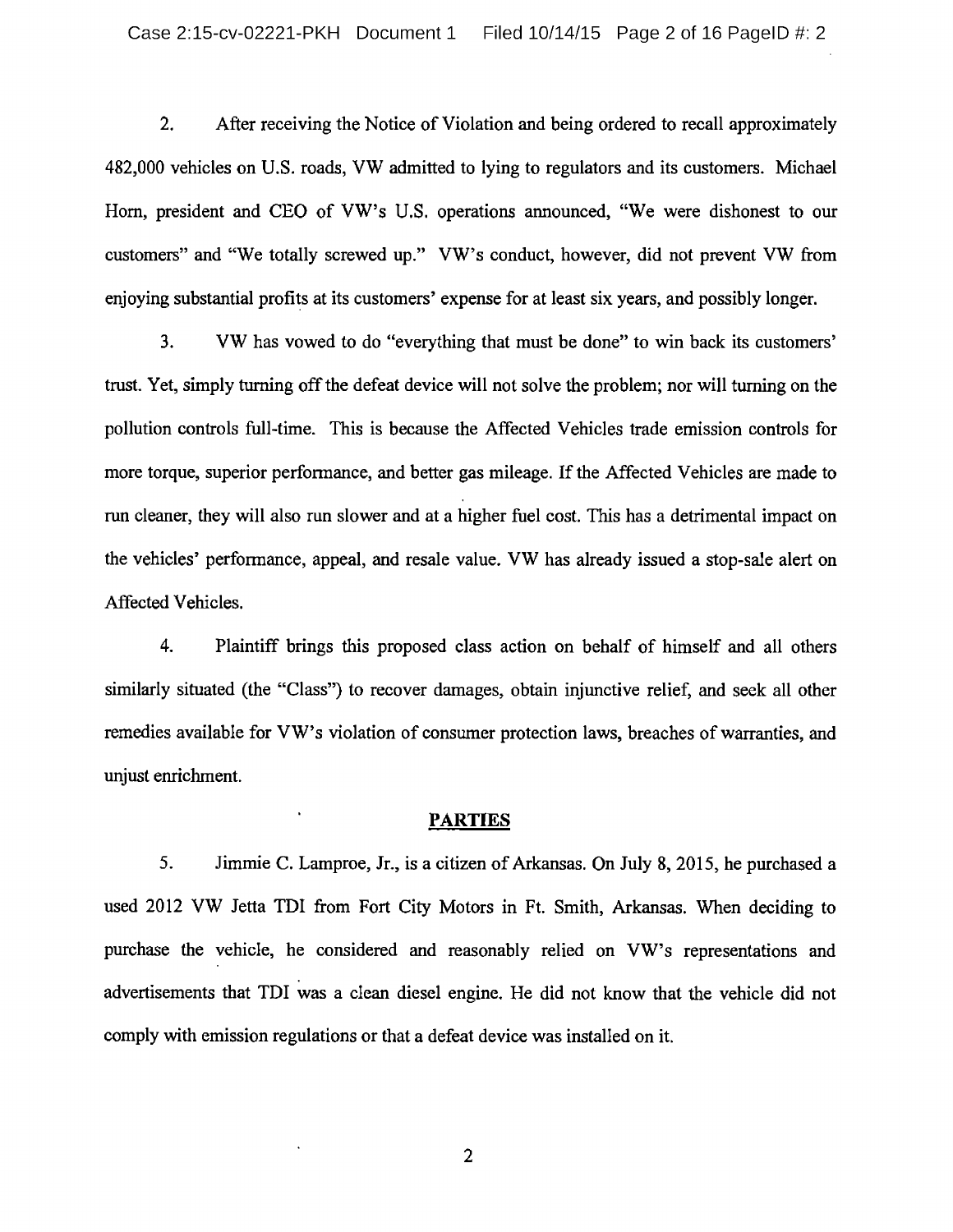2. After receiving the Notice of Violation and being ordered to recall approximately 482,000 vehicles on U.S. roads, VW admitted to lying to regulators and its customers. Michael Horn, president and CEO of VW's U.S. operations announced, "We were dishonest to our customers" and "We totally screwed up." VW's conduct, however, did not prevent VW from enjoying substantial profits at its customers' expense for at least six years, and possibly longer.

3. VW has vowed to do "everything that must be done" to win back its customers' trust. Yet, simply turning off the defeat device will not solve the problem; nor will turning on the pollution controls full-time. This is because the Affected Vehicles trade emission controls for more torque, superior performance, and better gas mileage. If the Affected Vehicles are made to run cleaner, they will also run slower and at a higher fuel cost. This has a detrimental impact on the vehicles' performance, appeal, and resale value. VW has already issued a stop-sale alert on Affected Vehicles.

4. Plaintiff brings this proposed class action on behalf of himself and all others similarly situated (the "Class") to recover damages, obtain injunctive relief, and seek all other remedies available for VW's violation of consumer protection laws, breaches of warranties, and unjust enrichment.

## PARTIES

5. Jimmie C. Lamproe, Jr., is a citizen of Arkansas. On July 8, 2015, he purchased a used 2012 VW Jetta TDI from Fort City Motors in Ft. Smith, Arkansas. When deciding to purchase the vehicle, he considered and reasonably relied on VW's representations and advertisements that TDI was a clean diesel engine. He did not know that the vehicle did not comply with emission regulations or that a defeat device was installed on it.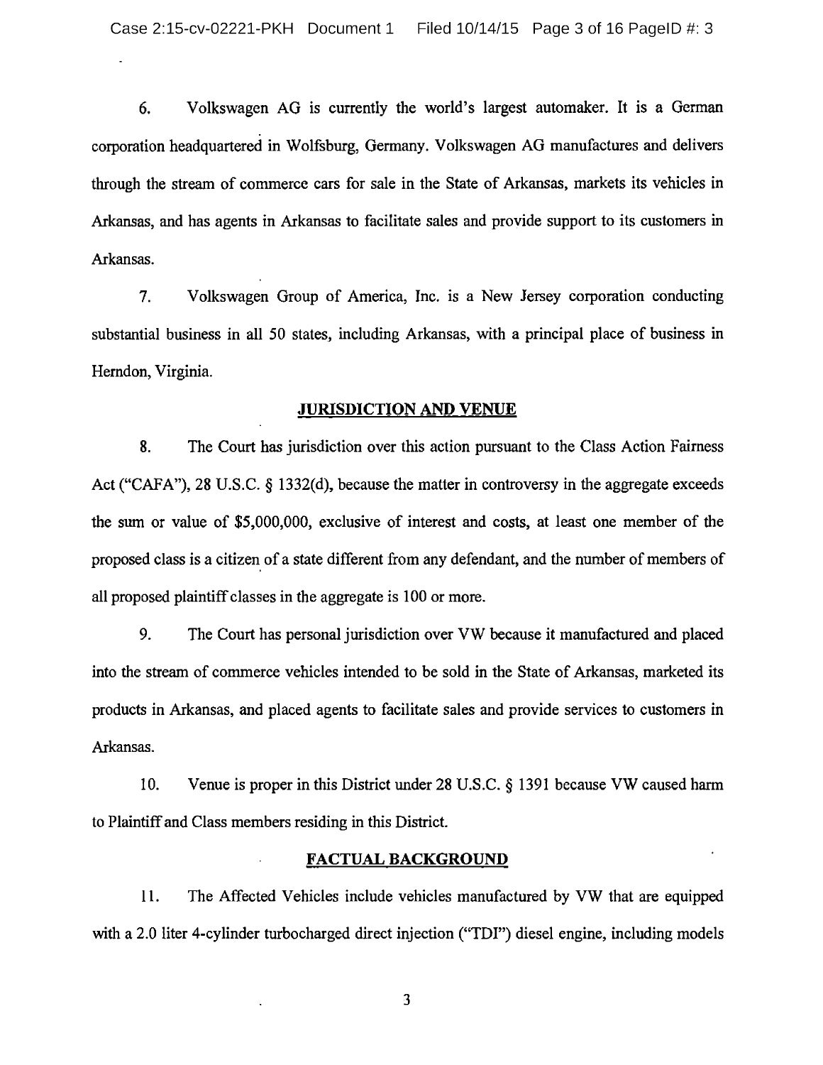6. Volkswagen AG is currently the world's largest automaker. It is a German corporation headquartered in Wolfsburg, Germany. Volkswagen AG manufactures and delivers through the stream of commerce cars for sale in the State of Arkansas, markets its vehicles in Arkansas, and has agents in Arkansas to facilitate sales and provide support to its customers in Arkansas.

7. Volkswagen Group of America, Inc. is a New Jersey corporation conducting substantial business in all 50 states, including Arkansas, with a principal place of business in Herndon, Virginia.

## JURISDICTION AND VENUE

8. The Court has jurisdiction over this action pursuant to the Class Action Fairness Act ("CAFA"), 28 U.S.C. § 1332(d), because the matter in controversy in the aggregate exceeds the sum or value of $5,000,000, exclusive of interest and costs, at least one member of the proposed class is a citizen of a state different from any defendant, and the number of members of all proposed plaintiff classes in the aggregate is 100 or more.

9. The Court has personal jurisdiction over VW because it manufactured and placed into the stream of commerce vehicles intended to be sold in the State of Arkansas, marketed its products in Arkansas, and placed agents to facilitate sales and provide services to customers in Arkansas.

10. Venue is proper in this District under 28 U.S.C. § 1391 because VW caused harm to Plaintiff and Class members residing in this District.

## FACTUAL BACKGROUND

11. The Affected Vehicles include vehicles manufactured by VW that are equipped with a 2.0 liter 4-cylinder turbocharged direct injection ("TDI") diesel engine, including models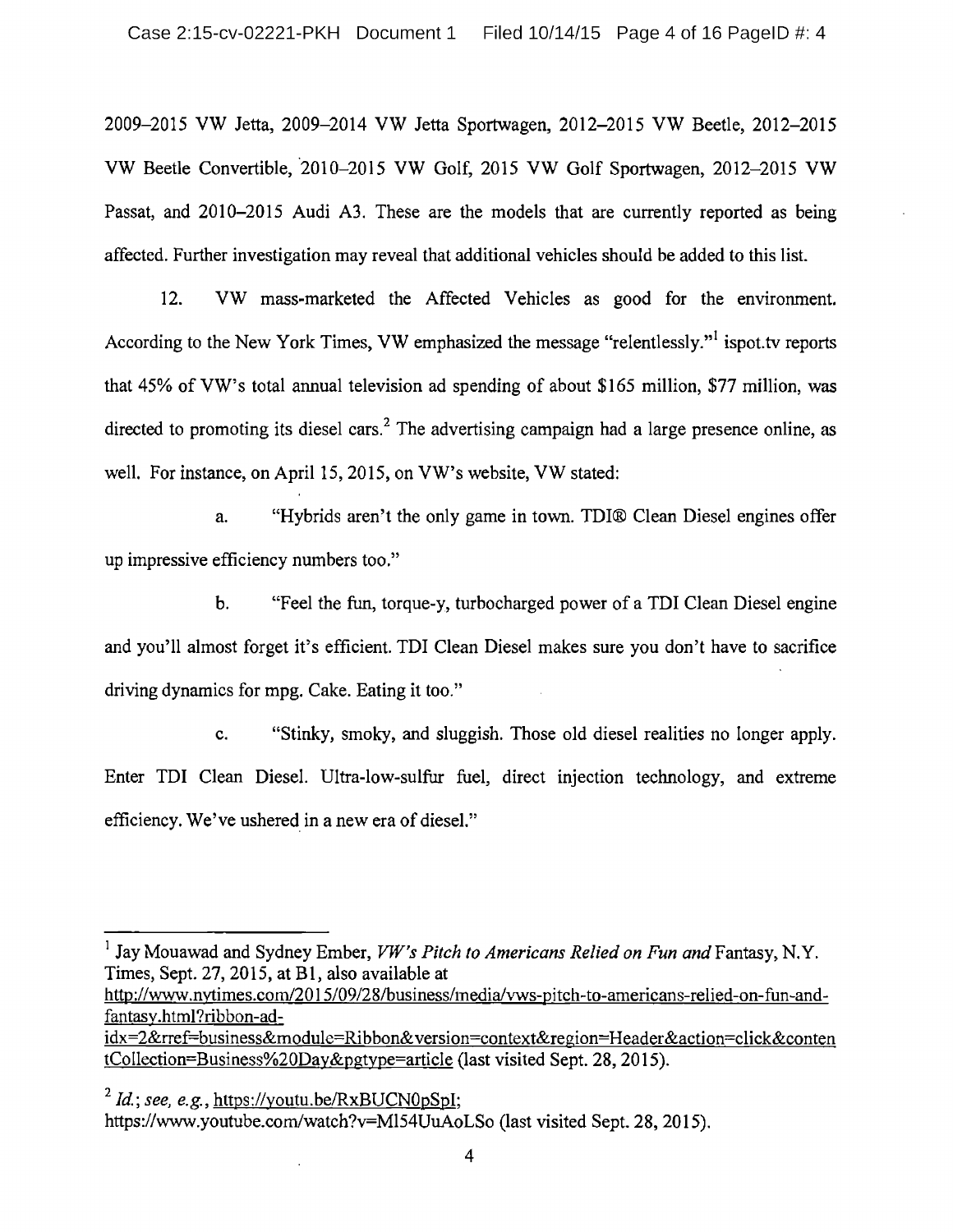2009–2015 VW Jetta, 2009–2014 VW Jetta Sportwagen, 2012–2015 VW Beetle, 2012–2015 VW Beetle Convertible, 2010–2015 VW Golf, 2015 VW Golf Sportwagen, 2012–2015 VW Passat, and 2010–2015 Audi A3. These are the models that are currently reported as being affected. Further investigation may reveal that additional vehicles should be added to this list.

12. VW mass-marketed the Affected Vehicles as good for the environment. According to the New York Times, VW emphasized the message "relentlessly."[1] ispot.tv reports that 45% of VW's total annual television ad spending of about $165 million, $77 million, was directed to promoting its diesel cars.[2] The advertising campaign had a large presence online, as well. For instance, on April 15, 2015, on VW's website, VW stated:

a. "Hybrids aren't the only game in town. TDI® Clean Diesel engines offer up impressive efficiency numbers too."

b. "Feel the fun, torque-y, turbocharged power of a TDI Clean Diesel engine and you'll almost forget it's efficient. TDI Clean Diesel makes sure you don't have to sacrifice driving dynamics for mpg. Cake. Eating it too."

c. "Stinky, smoky, and sluggish. Those old diesel realities no longer apply. Enter TDI Clean Diesel. Ultra-low-sulfur fuel, direct injection technology, and extreme efficiency. We've ushered in a new era of diesel."

---

[1] Jay Mouawad and Sydney Ember, *VW's Pitch to Americans Relied on Fun and* Fantasy, N.Y. Times, Sept. 27, 2015, at B1, also available at http://www.nytimes.com/2015/09/28/business/media/vws-pitch-to-americans-relied-on-fun-and-fantasy.html?ribbon-ad-idx=2&rref=business&module=Ribbon&version=context&region=Header&action=click&contentCollection=Business%20Day&pgtype=article (last visited Sept. 28, 2015).

[2] *Id.*; *see, e.g.*, https://youtu.be/RxBUCN0pSpI; https://www.youtube.com/watch?v=Ml54UuAoLSo (last visited Sept. 28, 2015).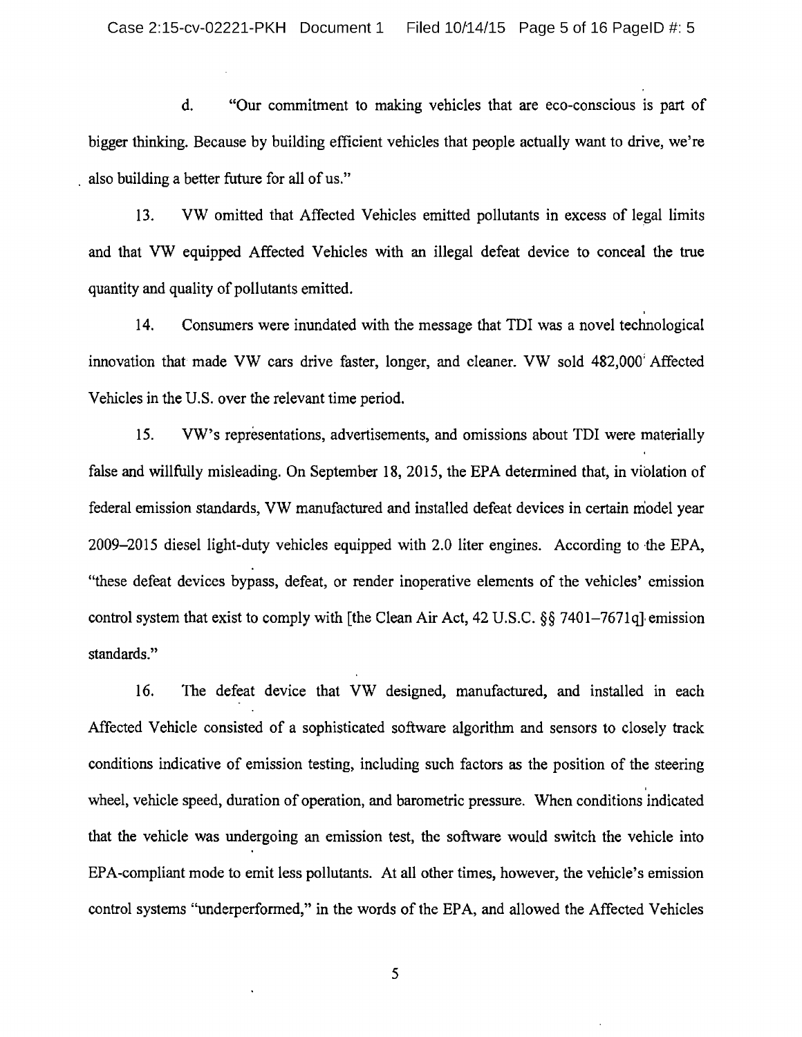d. "Our commitment to making vehicles that are eco-conscious is part of bigger thinking. Because by building efficient vehicles that people actually want to drive, we're also building a better future for all of us."

13. VW omitted that Affected Vehicles emitted pollutants in excess of legal limits and that VW equipped Affected Vehicles with an illegal defeat device to conceal the true quantity and quality of pollutants emitted.

14. Consumers were inundated with the message that TDI was a novel technological innovation that made VW cars drive faster, longer, and cleaner. VW sold 482,000 Affected Vehicles in the U.S. over the relevant time period.

15. VW's representations, advertisements, and omissions about TDI were materially false and willfully misleading. On September 18, 2015, the EPA determined that, in violation of federal emission standards, VW manufactured and installed defeat devices in certain model year 2009–2015 diesel light-duty vehicles equipped with 2.0 liter engines. According to the EPA, "these defeat devices bypass, defeat, or render inoperative elements of the vehicles' emission control system that exist to comply with [the Clean Air Act, 42 U.S.C. §§ 7401–7671q] emission standards."

16. The defeat device that VW designed, manufactured, and installed in each Affected Vehicle consisted of a sophisticated software algorithm and sensors to closely track conditions indicative of emission testing, including such factors as the position of the steering wheel, vehicle speed, duration of operation, and barometric pressure. When conditions indicated that the vehicle was undergoing an emission test, the software would switch the vehicle into EPA-compliant mode to emit less pollutants. At all other times, however, the vehicle's emission control systems "underperformed," in the words of the EPA, and allowed the Affected Vehicles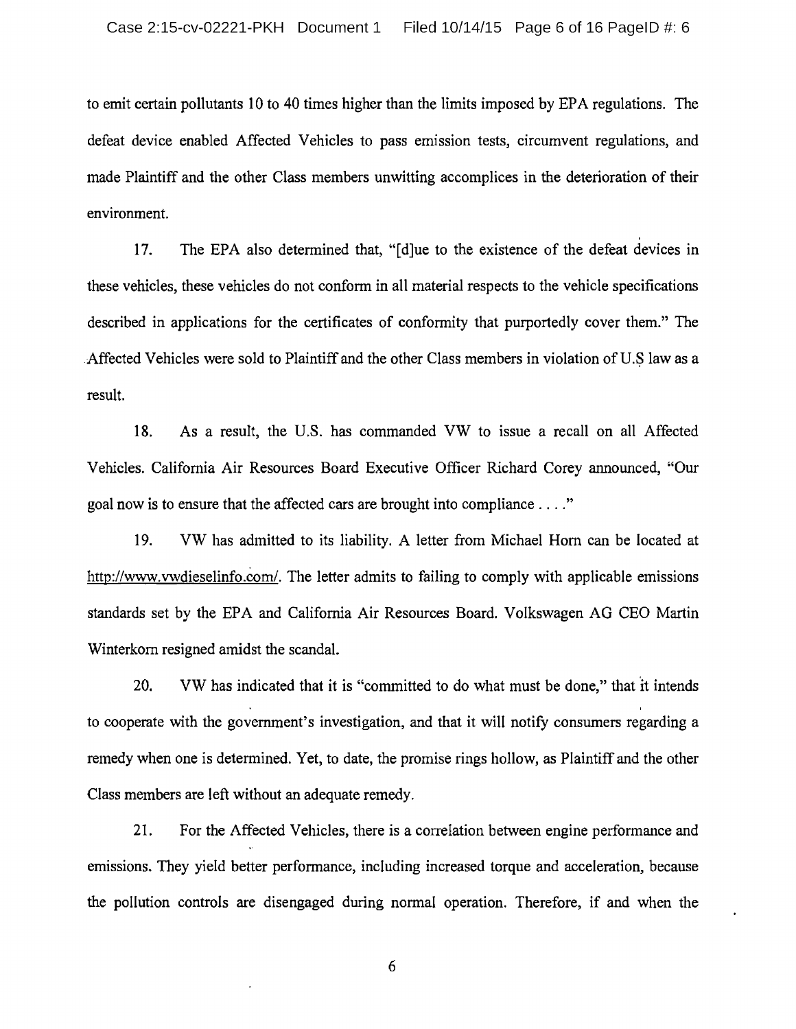to emit certain pollutants 10 to 40 times higher than the limits imposed by EPA regulations. The defeat device enabled Affected Vehicles to pass emission tests, circumvent regulations, and made Plaintiff and the other Class members unwitting accomplices in the deterioration of their environment.

17. The EPA also determined that, "[d]ue to the existence of the defeat devices in these vehicles, these vehicles do not conform in all material respects to the vehicle specifications described in applications for the certificates of conformity that purportedly cover them." The Affected Vehicles were sold to Plaintiff and the other Class members in violation of U.S law as a result.

18. As a result, the U.S. has commanded VW to issue a recall on all Affected Vehicles. California Air Resources Board Executive Officer Richard Corey announced, "Our goal now is to ensure that the affected cars are brought into compliance . . . ."

19. VW has admitted to its liability. A letter from Michael Horn can be located at http://www.vwdieselinfo.com/. The letter admits to failing to comply with applicable emissions standards set by the EPA and California Air Resources Board. Volkswagen AG CEO Martin Winterkorn resigned amidst the scandal.

20. VW has indicated that it is "committed to do what must be done," that it intends to cooperate with the government's investigation, and that it will notify consumers regarding a remedy when one is determined. Yet, to date, the promise rings hollow, as Plaintiff and the other Class members are left without an adequate remedy.

21. For the Affected Vehicles, there is a correlation between engine performance and emissions. They yield better performance, including increased torque and acceleration, because the pollution controls are disengaged during normal operation. Therefore, if and when the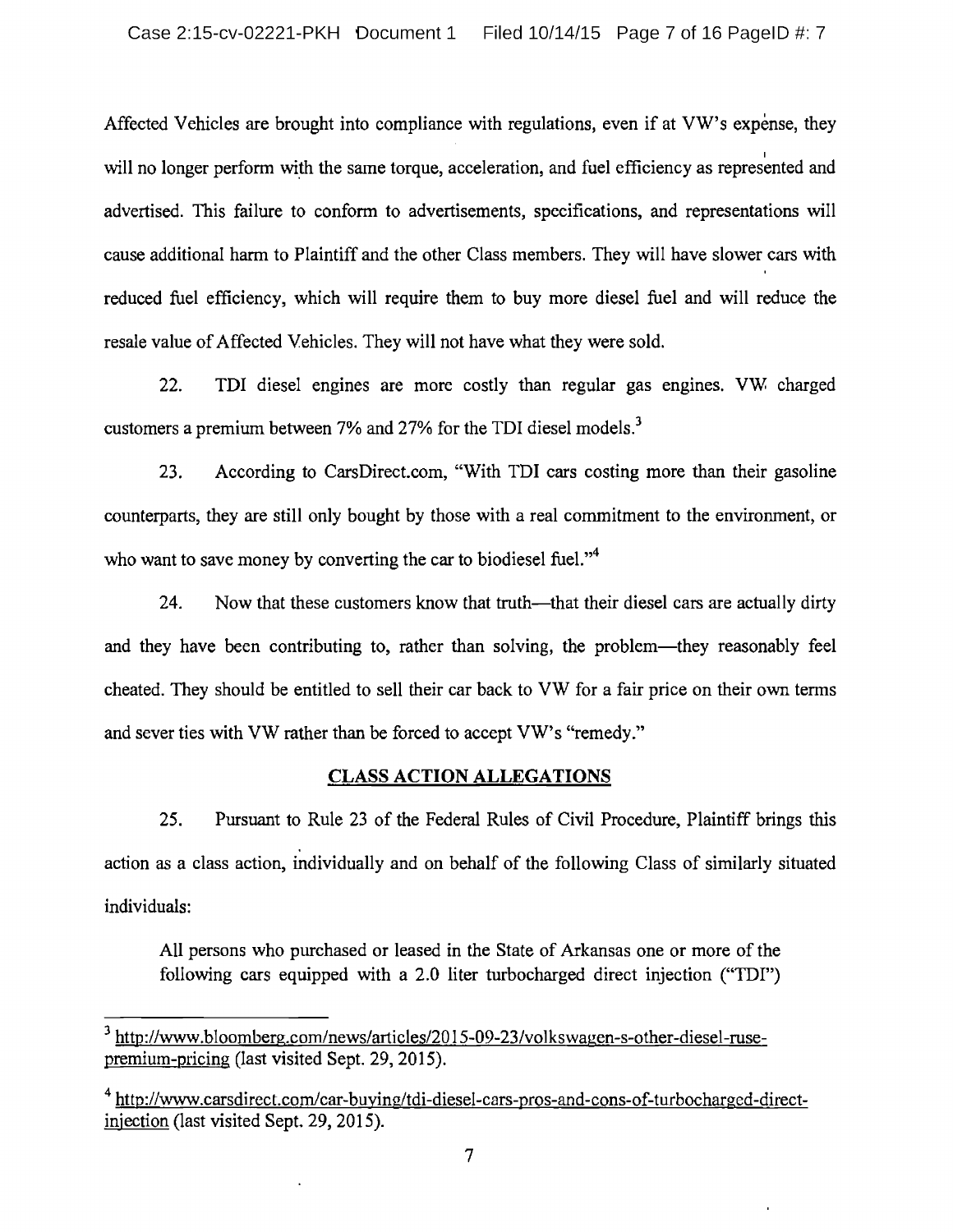Affected Vehicles are brought into compliance with regulations, even if at VW's expense, they will no longer perform with the same torque, acceleration, and fuel efficiency as represented and advertised. This failure to conform to advertisements, specifications, and representations will cause additional harm to Plaintiff and the other Class members. They will have slower cars with reduced fuel efficiency, which will require them to buy more diesel fuel and will reduce the resale value of Affected Vehicles. They will not have what they were sold.

22. TDI diesel engines are more costly than regular gas engines. VW charged customers a premium between 7% and 27% for the TDI diesel models.[3]

23. According to CarsDirect.com, "With TDI cars costing more than their gasoline counterparts, they are still only bought by those with a real commitment to the environment, or who want to save money by converting the car to biodiesel fuel."[4]

24. Now that these customers know that truth—that their diesel cars are actually dirty and they have been contributing to, rather than solving, the problem—they reasonably feel cheated. They should be entitled to sell their car back to VW for a fair price on their own terms and sever ties with VW rather than be forced to accept VW's "remedy."

## CLASS ACTION ALLEGATIONS

25. Pursuant to Rule 23 of the Federal Rules of Civil Procedure, Plaintiff brings this action as a class action, individually and on behalf of the following Class of similarly situated individuals:

> All persons who purchased or leased in the State of Arkansas one or more of the following cars equipped with a 2.0 liter turbocharged direct injection ("TDI")

---

[3] http://www.bloomberg.com/news/articles/2015-09-23/volkswagen-s-other-diesel-ruse-premium-pricing (last visited Sept. 29, 2015).

[4] http://www.carsdirect.com/car-buying/tdi-diesel-cars-pros-and-cons-of-turbocharged-direct-injection (last visited Sept. 29, 2015).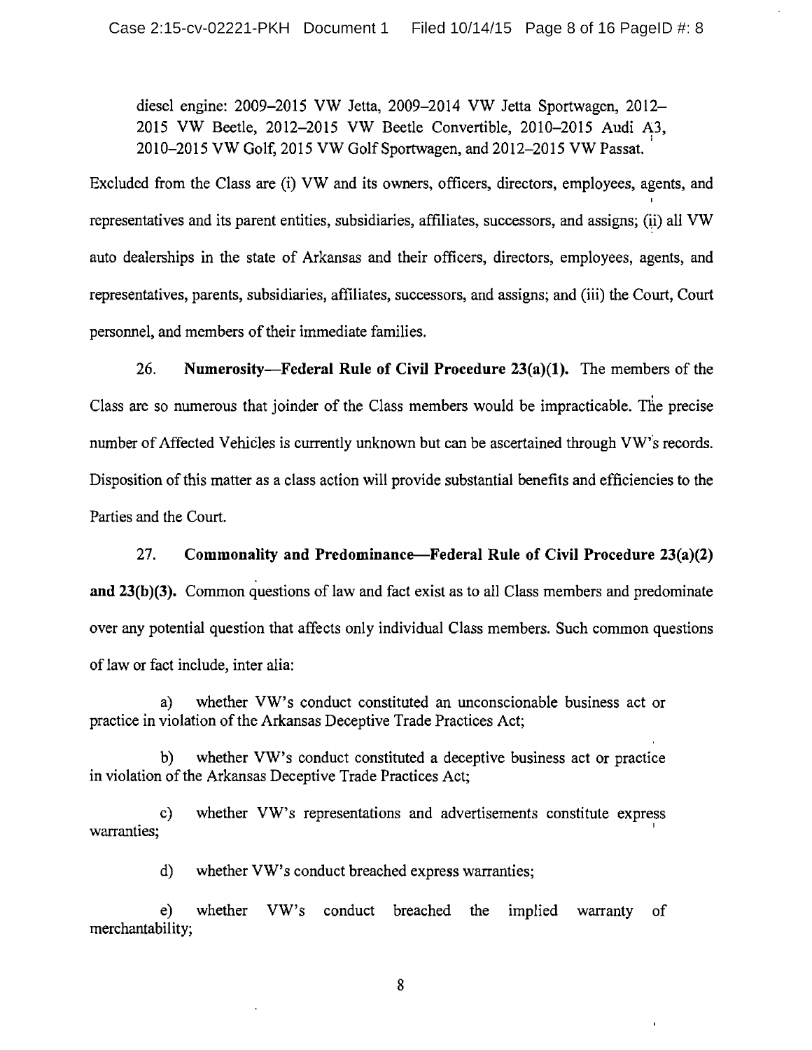diesel engine: 2009–2015 VW Jetta, 2009–2014 VW Jetta Sportwagen, 2012–2015 VW Beetle, 2012–2015 VW Beetle Convertible, 2010–2015 Audi A3, 2010–2015 VW Golf, 2015 VW Golf Sportwagen, and 2012–2015 VW Passat.

Excluded from the Class are (i) VW and its owners, officers, directors, employees, agents, and representatives and its parent entities, subsidiaries, affiliates, successors, and assigns; (ii) all VW auto dealerships in the state of Arkansas and their officers, directors, employees, agents, and representatives, parents, subsidiaries, affiliates, successors, and assigns; and (iii) the Court, Court personnel, and members of their immediate families.

26. **Numerosity—Federal Rule of Civil Procedure 23(a)(1).** The members of the Class are so numerous that joinder of the Class members would be impracticable. The precise number of Affected Vehicles is currently unknown but can be ascertained through VW's records. Disposition of this matter as a class action will provide substantial benefits and efficiencies to the Parties and the Court.

27. **Commonality and Predominance—Federal Rule of Civil Procedure 23(a)(2) and 23(b)(3).** Common questions of law and fact exist as to all Class members and predominate over any potential question that affects only individual Class members. Such common questions of law or fact include, inter alia:

a) whether VW's conduct constituted an unconscionable business act or practice in violation of the Arkansas Deceptive Trade Practices Act;

b) whether VW's conduct constituted a deceptive business act or practice in violation of the Arkansas Deceptive Trade Practices Act;

c) whether VW's representations and advertisements constitute express warranties;

d) whether VW's conduct breached express warranties;

e) whether VW's conduct breached the implied warranty of merchantability;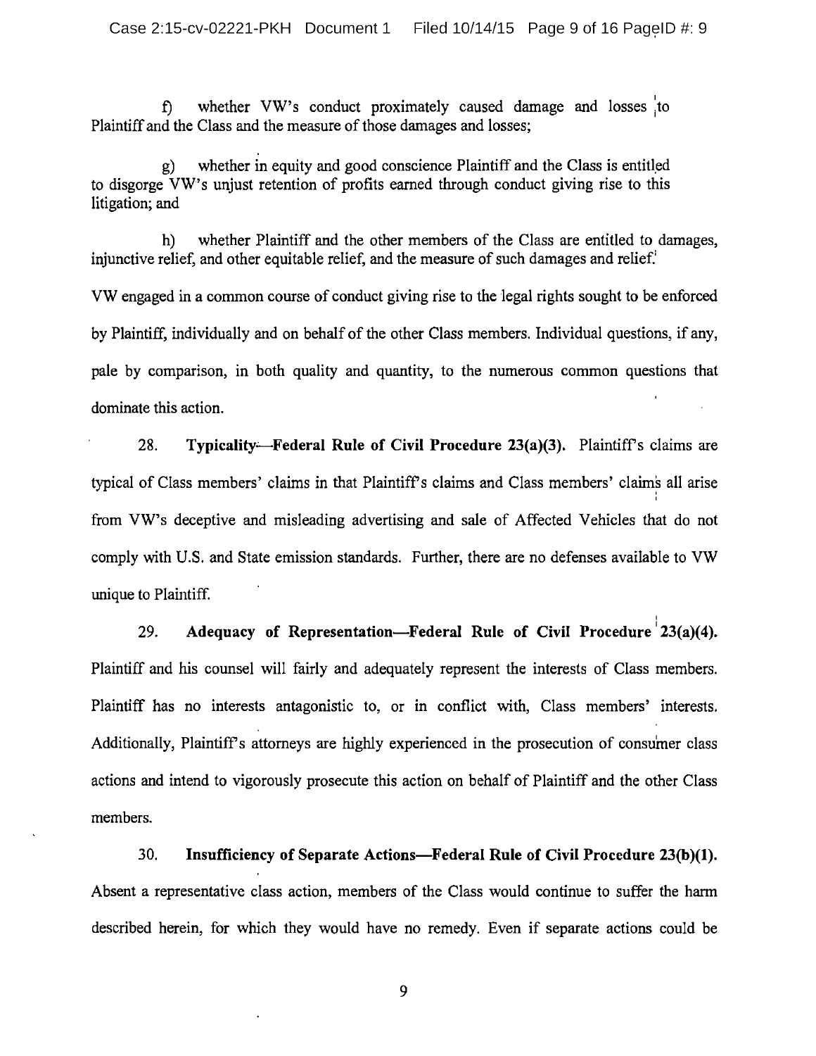f) whether VW's conduct proximately caused damage and losses to Plaintiff and the Class and the measure of those damages and losses;

g) whether in equity and good conscience Plaintiff and the Class is entitled to disgorge VW's unjust retention of profits earned through conduct giving rise to this litigation; and

h) whether Plaintiff and the other members of the Class are entitled to damages, injunctive relief, and other equitable relief, and the measure of such damages and relief.

VW engaged in a common course of conduct giving rise to the legal rights sought to be enforced by Plaintiff, individually and on behalf of the other Class members. Individual questions, if any, pale by comparison, in both quality and quantity, to the numerous common questions that dominate this action.

28. **Typicality—Federal Rule of Civil Procedure 23(a)(3).** Plaintiff's claims are typical of Class members' claims in that Plaintiff's claims and Class members' claims all arise from VW's deceptive and misleading advertising and sale of Affected Vehicles that do not comply with U.S. and State emission standards. Further, there are no defenses available to VW unique to Plaintiff.

29. **Adequacy of Representation—Federal Rule of Civil Procedure 23(a)(4).** Plaintiff and his counsel will fairly and adequately represent the interests of Class members. Plaintiff has no interests antagonistic to, or in conflict with, Class members' interests. Additionally, Plaintiff's attorneys are highly experienced in the prosecution of consumer class actions and intend to vigorously prosecute this action on behalf of Plaintiff and the other Class members.

30. **Insufficiency of Separate Actions—Federal Rule of Civil Procedure 23(b)(1).** Absent a representative class action, members of the Class would continue to suffer the harm described herein, for which they would have no remedy. Even if separate actions could be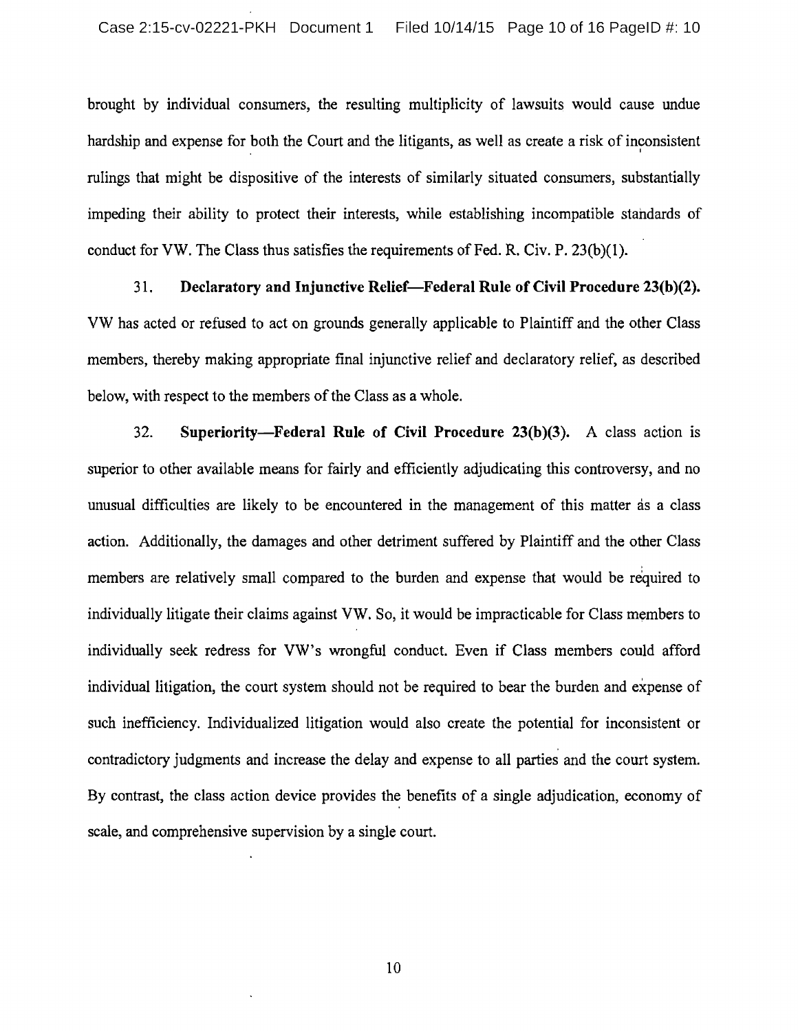brought by individual consumers, the resulting multiplicity of lawsuits would cause undue hardship and expense for both the Court and the litigants, as well as create a risk of inconsistent rulings that might be dispositive of the interests of similarly situated consumers, substantially impeding their ability to protect their interests, while establishing incompatible standards of conduct for VW. The Class thus satisfies the requirements of Fed. R. Civ. P. 23(b)(1).

31. **Declaratory and Injunctive Relief—Federal Rule of Civil Procedure 23(b)(2).** VW has acted or refused to act on grounds generally applicable to Plaintiff and the other Class members, thereby making appropriate final injunctive relief and declaratory relief, as described below, with respect to the members of the Class as a whole.

32. **Superiority—Federal Rule of Civil Procedure 23(b)(3).** A class action is superior to other available means for fairly and efficiently adjudicating this controversy, and no unusual difficulties are likely to be encountered in the management of this matter as a class action. Additionally, the damages and other detriment suffered by Plaintiff and the other Class members are relatively small compared to the burden and expense that would be required to individually litigate their claims against VW. So, it would be impracticable for Class members to individually seek redress for VW's wrongful conduct. Even if Class members could afford individual litigation, the court system should not be required to bear the burden and expense of such inefficiency. Individualized litigation would also create the potential for inconsistent or contradictory judgments and increase the delay and expense to all parties and the court system. By contrast, the class action device provides the benefits of a single adjudication, economy of scale, and comprehensive supervision by a single court.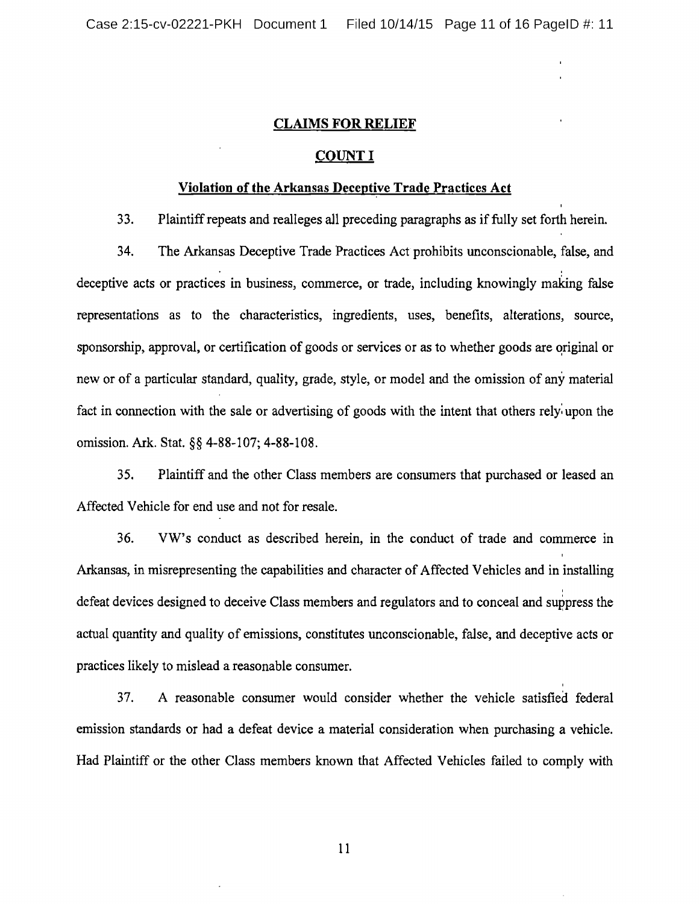## CLAIMS FOR RELIEF

## COUNT I

### Violation of the Arkansas Deceptive Trade Practices Act

33. Plaintiff repeats and realleges all preceding paragraphs as if fully set forth herein.

34. The Arkansas Deceptive Trade Practices Act prohibits unconscionable, false, and deceptive acts or practices in business, commerce, or trade, including knowingly making false representations as to the characteristics, ingredients, uses, benefits, alterations, source, sponsorship, approval, or certification of goods or services or as to whether goods are original or new or of a particular standard, quality, grade, style, or model and the omission of any material fact in connection with the sale or advertising of goods with the intent that others rely upon the omission. Ark. Stat. §§ 4-88-107; 4-88-108.

35. Plaintiff and the other Class members are consumers that purchased or leased an Affected Vehicle for end use and not for resale.

36. VW's conduct as described herein, in the conduct of trade and commerce in Arkansas, in misrepresenting the capabilities and character of Affected Vehicles and in installing defeat devices designed to deceive Class members and regulators and to conceal and suppress the actual quantity and quality of emissions, constitutes unconscionable, false, and deceptive acts or practices likely to mislead a reasonable consumer.

37. A reasonable consumer would consider whether the vehicle satisfied federal emission standards or had a defeat device a material consideration when purchasing a vehicle. Had Plaintiff or the other Class members known that Affected Vehicles failed to comply with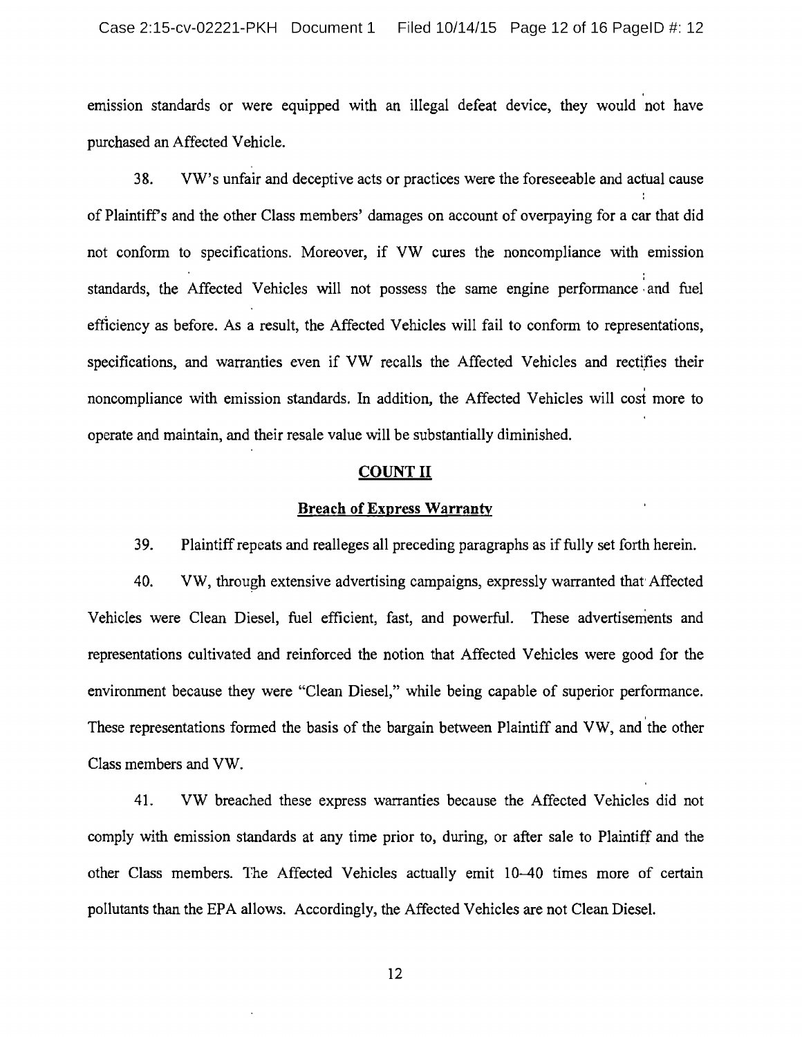emission standards or were equipped with an illegal defeat device, they would not have purchased an Affected Vehicle.

38. VW's unfair and deceptive acts or practices were the foreseeable and actual cause of Plaintiff's and the other Class members' damages on account of overpaying for a car that did not conform to specifications. Moreover, if VW cures the noncompliance with emission standards, the Affected Vehicles will not possess the same engine performance and fuel efficiency as before. As a result, the Affected Vehicles will fail to conform to representations, specifications, and warranties even if VW recalls the Affected Vehicles and rectifies their noncompliance with emission standards. In addition, the Affected Vehicles will cost more to operate and maintain, and their resale value will be substantially diminished.

## COUNT II

### Breach of Express Warranty

39. Plaintiff repeats and realleges all preceding paragraphs as if fully set forth herein.

40. VW, through extensive advertising campaigns, expressly warranted that Affected Vehicles were Clean Diesel, fuel efficient, fast, and powerful. These advertisements and representations cultivated and reinforced the notion that Affected Vehicles were good for the environment because they were "Clean Diesel," while being capable of superior performance. These representations formed the basis of the bargain between Plaintiff and VW, and the other Class members and VW.

41. VW breached these express warranties because the Affected Vehicles did not comply with emission standards at any time prior to, during, or after sale to Plaintiff and the other Class members. The Affected Vehicles actually emit 10–40 times more of certain pollutants than the EPA allows. Accordingly, the Affected Vehicles are not Clean Diesel.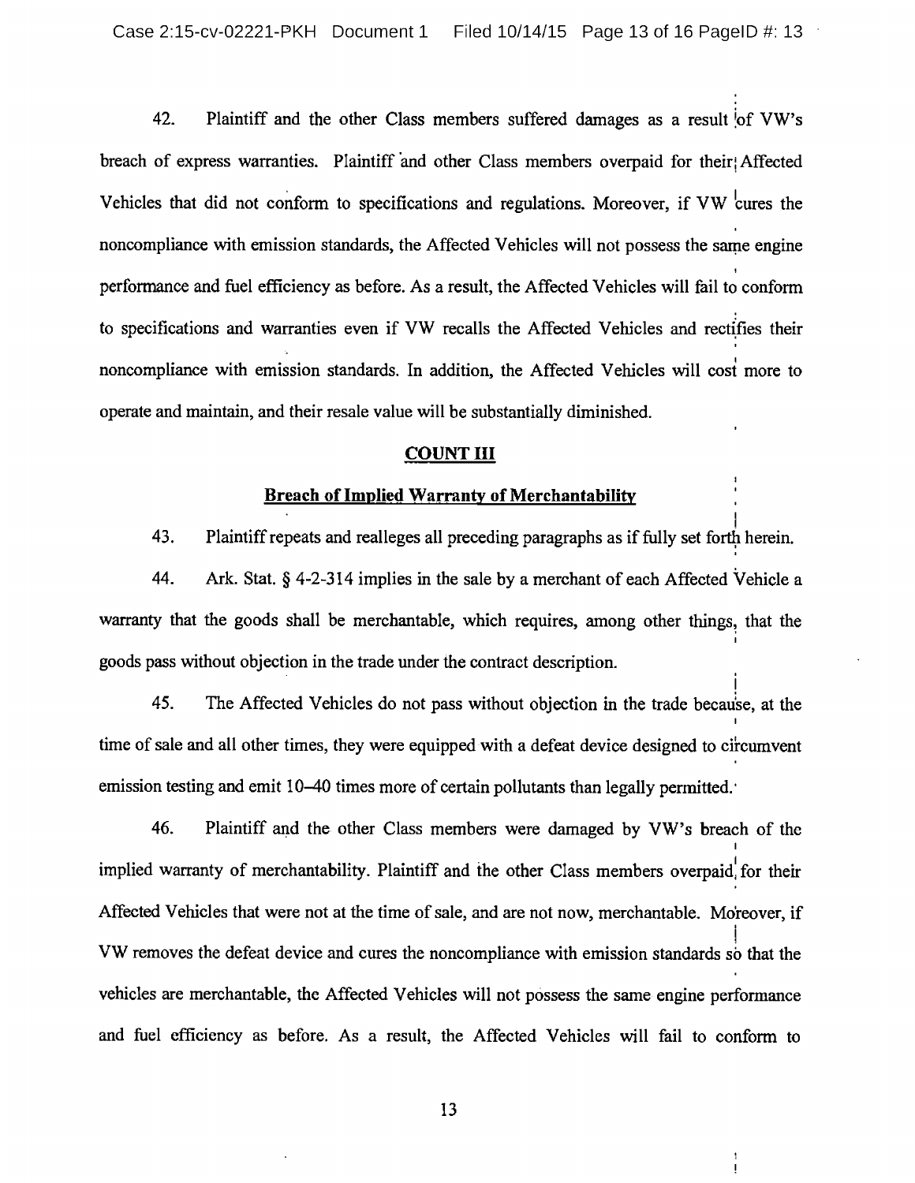42. Plaintiff and the other Class members suffered damages as a result of VW's breach of express warranties. Plaintiff and other Class members overpaid for their Affected Vehicles that did not conform to specifications and regulations. Moreover, if VW cures the noncompliance with emission standards, the Affected Vehicles will not possess the same engine performance and fuel efficiency as before. As a result, the Affected Vehicles will fail to conform to specifications and warranties even if VW recalls the Affected Vehicles and rectifies their noncompliance with emission standards. In addition, the Affected Vehicles will cost more to operate and maintain, and their resale value will be substantially diminished.

## COUNT III

### Breach of Implied Warranty of Merchantability

43. Plaintiff repeats and realleges all preceding paragraphs as if fully set forth herein.

44. Ark. Stat. § 4-2-314 implies in the sale by a merchant of each Affected Vehicle a warranty that the goods shall be merchantable, which requires, among other things, that the goods pass without objection in the trade under the contract description.

45. The Affected Vehicles do not pass without objection in the trade because, at the time of sale and all other times, they were equipped with a defeat device designed to circumvent emission testing and emit 10–40 times more of certain pollutants than legally permitted.

46. Plaintiff and the other Class members were damaged by VW's breach of the implied warranty of merchantability. Plaintiff and the other Class members overpaid for their Affected Vehicles that were not at the time of sale, and are not now, merchantable. Moreover, if VW removes the defeat device and cures the noncompliance with emission standards so that the vehicles are merchantable, the Affected Vehicles will not possess the same engine performance and fuel efficiency as before. As a result, the Affected Vehicles will fail to conform to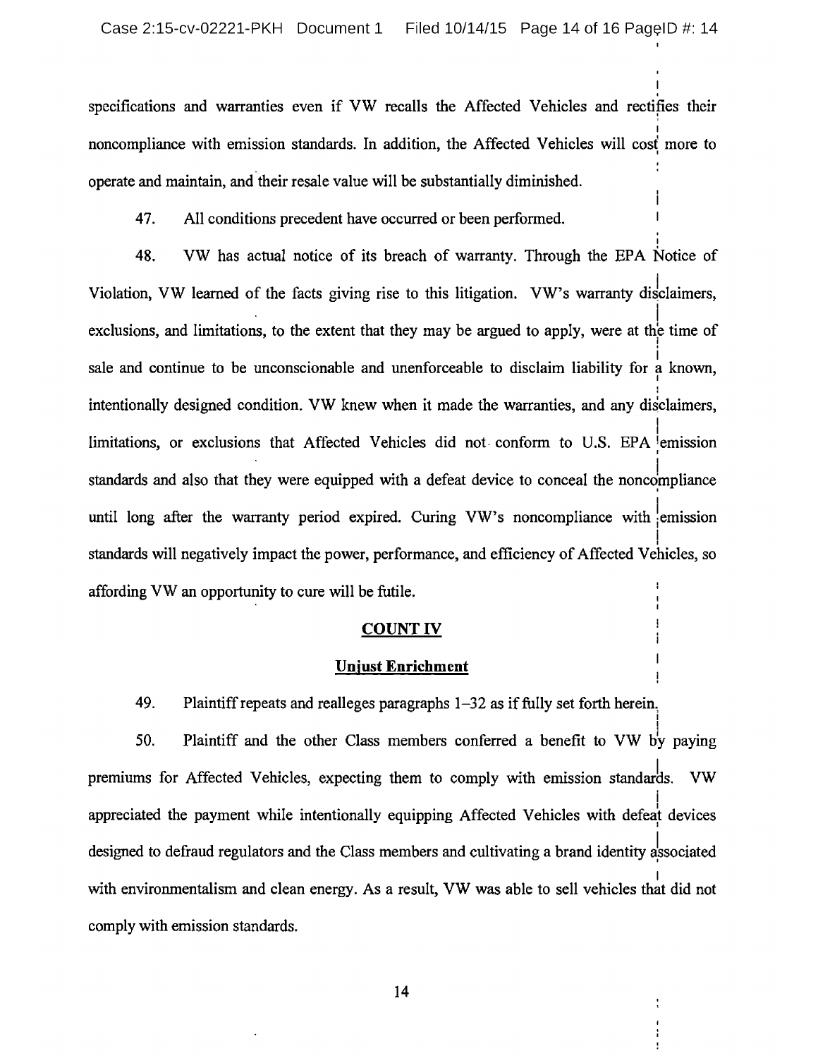specifications and warranties even if VW recalls the Affected Vehicles and rectifies their noncompliance with emission standards. In addition, the Affected Vehicles will cost more to operate and maintain, and their resale value will be substantially diminished.

47. All conditions precedent have occurred or been performed.

48. VW has actual notice of its breach of warranty. Through the EPA Notice of Violation, VW learned of the facts giving rise to this litigation. VW's warranty disclaimers, exclusions, and limitations, to the extent that they may be argued to apply, were at the time of sale and continue to be unconscionable and unenforceable to disclaim liability for a known, intentionally designed condition. VW knew when it made the warranties, and any disclaimers, limitations, or exclusions that Affected Vehicles did not conform to U.S. EPA emission standards and also that they were equipped with a defeat device to conceal the noncompliance until long after the warranty period expired. Curing VW's noncompliance with emission standards will negatively impact the power, performance, and efficiency of Affected Vehicles, so affording VW an opportunity to cure will be futile.

## COUNT IV

## Unjust Enrichment

49. Plaintiff repeats and realleges paragraphs 1–32 as if fully set forth herein.

50. Plaintiff and the other Class members conferred a benefit to VW by paying premiums for Affected Vehicles, expecting them to comply with emission standards. VW appreciated the payment while intentionally equipping Affected Vehicles with defeat devices designed to defraud regulators and the Class members and cultivating a brand identity associated with environmentalism and clean energy. As a result, VW was able to sell vehicles that did not comply with emission standards.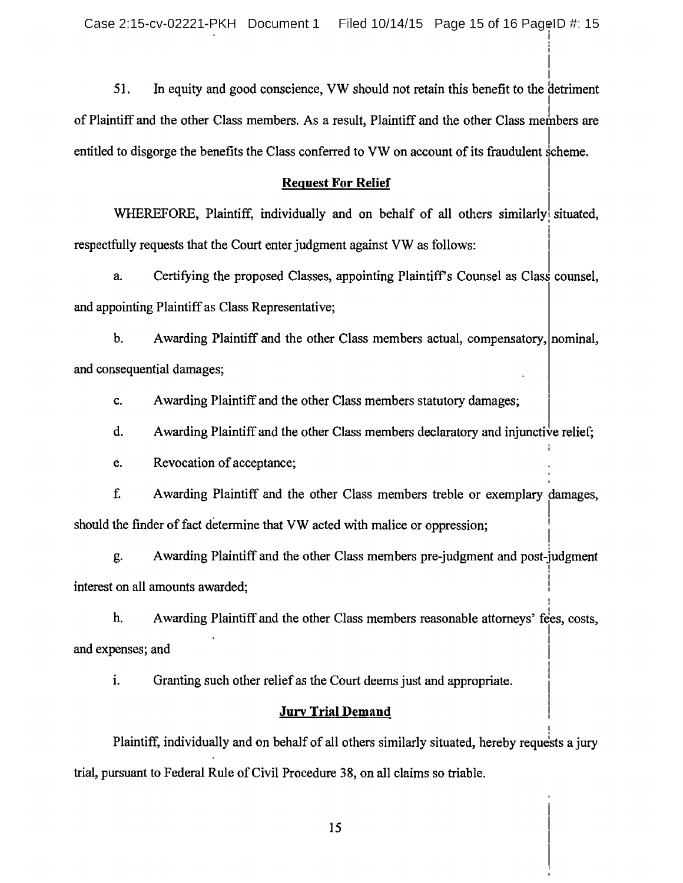51. In equity and good conscience, VW should not retain this benefit to the detriment of Plaintiff and the other Class members. As a result, Plaintiff and the other Class members are entitled to disgorge the benefits the Class conferred to VW on account of its fraudulent scheme.

## **Request For Relief**

WHEREFORE, Plaintiff, individually and on behalf of all others similarly situated, respectfully requests that the Court enter judgment against VW as follows:

a. Certifying the proposed Classes, appointing Plaintiff's Counsel as Class counsel, and appointing Plaintiff as Class Representative;

b. Awarding Plaintiff and the other Class members actual, compensatory, nominal, and consequential damages;

c. Awarding Plaintiff and the other Class members statutory damages;

d. Awarding Plaintiff and the other Class members declaratory and injunctive relief;

e. Revocation of acceptance;

f. Awarding Plaintiff and the other Class members treble or exemplary damages, should the finder of fact determine that VW acted with malice or oppression;

g. Awarding Plaintiff and the other Class members pre-judgment and post-judgment interest on all amounts awarded;

h. Awarding Plaintiff and the other Class members reasonable attorneys' fees, costs, and expenses; and

i. Granting such other relief as the Court deems just and appropriate.

## **Jury Trial Demand**

Plaintiff, individually and on behalf of all others similarly situated, hereby requests a jury trial, pursuant to Federal Rule of Civil Procedure 38, on all claims so triable.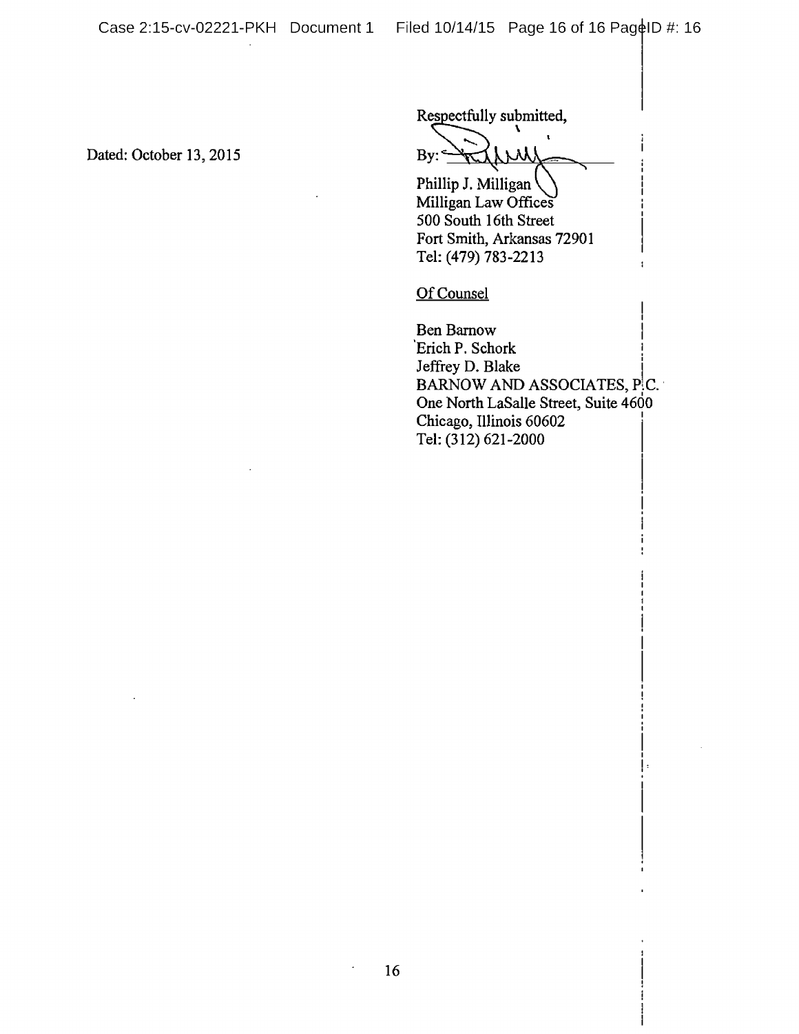Dated: October 13, 2015

Respectfully submitted,

By: ______________________

Phillip J. Milligan
Milligan Law Offices
500 South 16th Street
Fort Smith, Arkansas 72901
Tel: (479) 783-2213

Of Counsel

Ben Barnow
Erich P. Schork
Jeffrey D. Blake
BARNOW AND ASSOCIATES, P.C.
One North LaSalle Street, Suite 4600
Chicago, Illinois 60602
Tel: (312) 621-2000